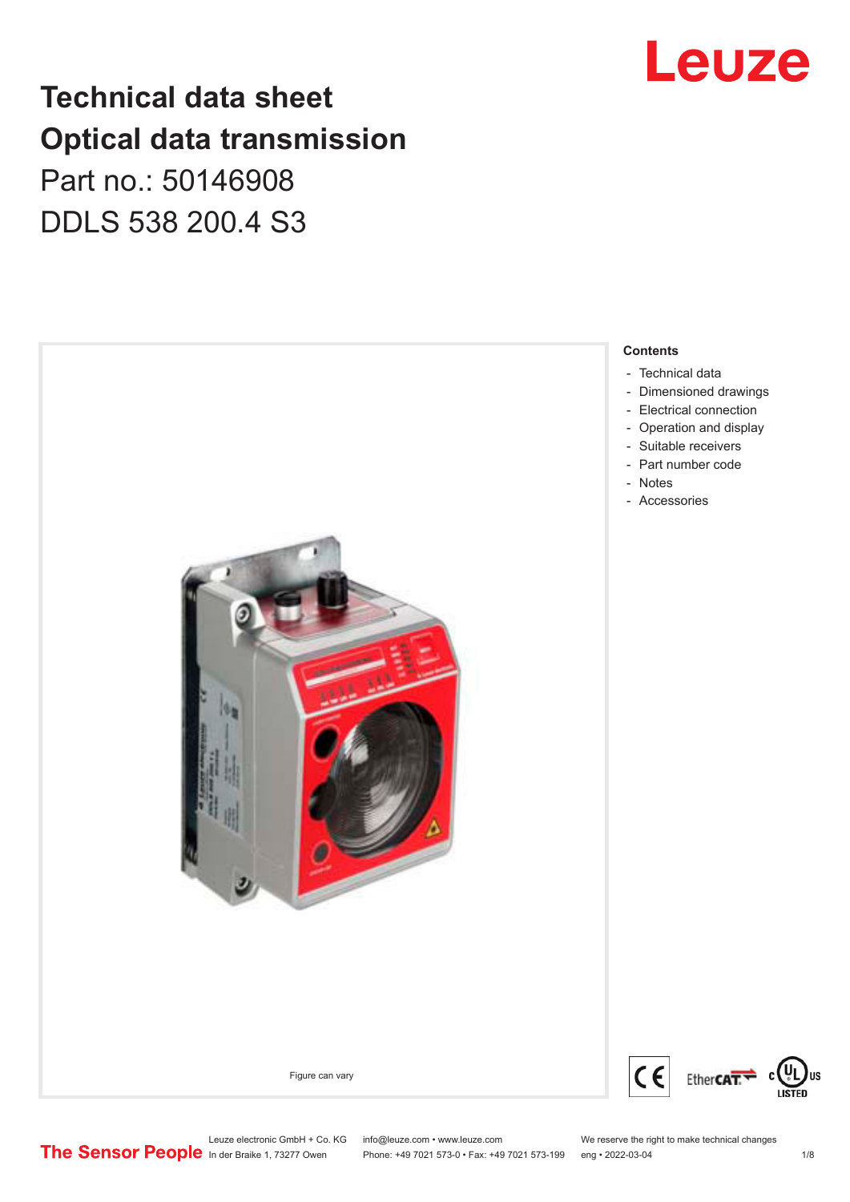# Technical data sheet
# Optical data transmission

Part no.: 50146908

DDLS 538 200.4 S3

Figure can vary

**Contents**

- Technical data
- Dimensioned drawings
- Electrical connection
- Operation and display
- Suitable receivers
- Part number code
- Notes
- Accessories

Leuze electronic GmbH + Co. KG
In der Braike 1, 73277 Owen

info@leuze.com • www.leuze.com
Phone: +49 7021 573-0 • Fax: +49 7021 573-199

We reserve the right to make technical changes
eng • 2022-03-04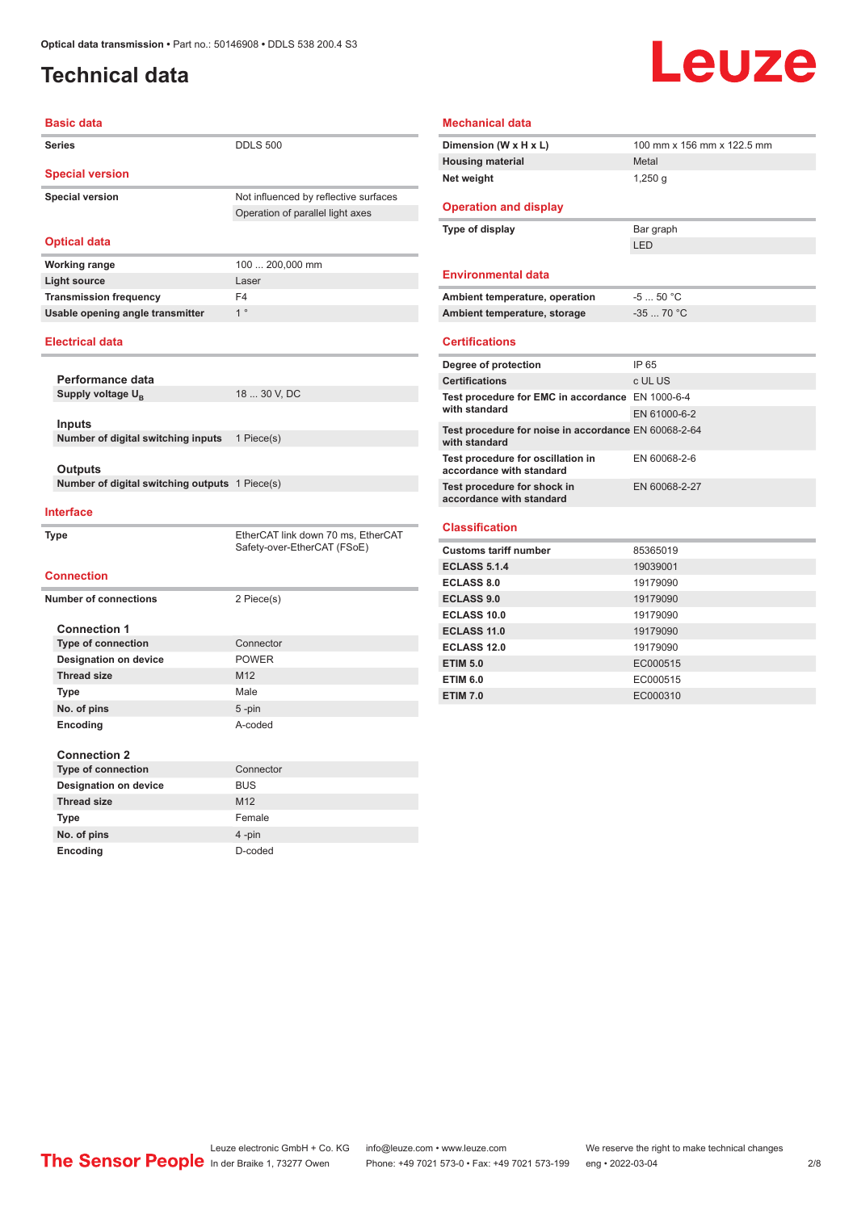# Technical data

## Basic data

| | |
|---|---|
| Series | DDLS 500 |

## Special version

| | |
|---|---|
| Special version | Not influenced by reflective surfaces |
| | Operation of parallel light axes |

## Optical data

| | |
|---|---|
| Working range | 100 ... 200,000 mm |
| Light source | Laser |
| Transmission frequency | F4 |
| Usable opening angle transmitter | 1 ° |

## Electrical data

### Performance data

| | |
|---|---|
| Supply voltage $U_B$ | 18 ... 30 V, DC |

### Inputs

| | |
|---|---|
| Number of digital switching inputs | 1 Piece(s) |

### Outputs

| | |
|---|---|
| Number of digital switching outputs | 1 Piece(s) |

## Interface

| | |
|---|---|
| Type | EtherCAT link down 70 ms, EtherCAT Safety-over-EtherCAT (FSoE) |

## Connection

| | |
|---|---|
| Number of connections | 2 Piece(s) |

### Connection 1

| | |
|---|---|
| Type of connection | Connector |
| Designation on device | POWER |
| Thread size | M12 |
| Type | Male |
| No. of pins | 5 -pin |
| Encoding | A-coded |

### Connection 2

| | |
|---|---|
| Type of connection | Connector |
| Designation on device | BUS |
| Thread size | M12 |
| Type | Female |
| No. of pins | 4 -pin |
| Encoding | D-coded |

## Mechanical data

| | |
|---|---|
| Dimension (W x H x L) | 100 mm x 156 mm x 122.5 mm |
| Housing material | Metal |
| Net weight | 1,250 g |

## Operation and display

| | |
|---|---|
| Type of display | Bar graph |
| | LED |

## Environmental data

| | |
|---|---|
| Ambient temperature, operation | -5 ... 50 °C |
| Ambient temperature, storage | -35 ... 70 °C |

## Certifications

| | |
|---|---|
| Degree of protection | IP 65 |
| Certifications | c UL US |
| Test procedure for EMC in accordance with standard | EN 1000-6-4 |
| | EN 61000-6-2 |
| Test procedure for noise in accordance with standard | EN 60068-2-64 |
| Test procedure for oscillation in accordance with standard | EN 60068-2-6 |
| Test procedure for shock in accordance with standard | EN 60068-2-27 |

## Classification

| | |
|---|---|
| Customs tariff number | 85365019 |
| ECLASS 5.1.4 | 19039001 |
| ECLASS 8.0 | 19179090 |
| ECLASS 9.0 | 19179090 |
| ECLASS 10.0 | 19179090 |
| ECLASS 11.0 | 19179090 |
| ECLASS 12.0 | 19179090 |
| ETIM 5.0 | EC000515 |
| ETIM 6.0 | EC000515 |
| ETIM 7.0 | EC000310 |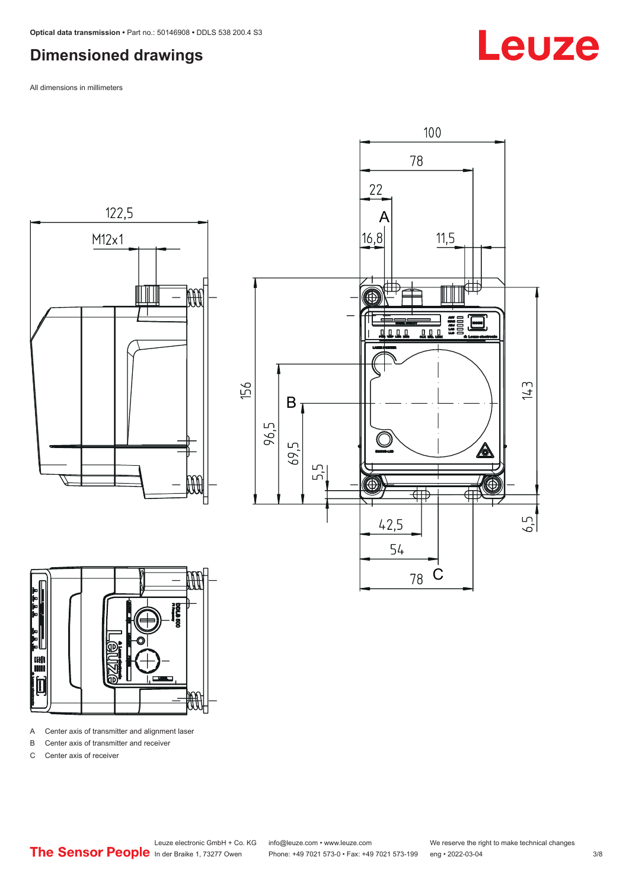# Dimensioned drawings

All dimensions in millimeters

A Center axis of transmitter and alignment laser

B Center axis of transmitter and receiver

C Center axis of receiver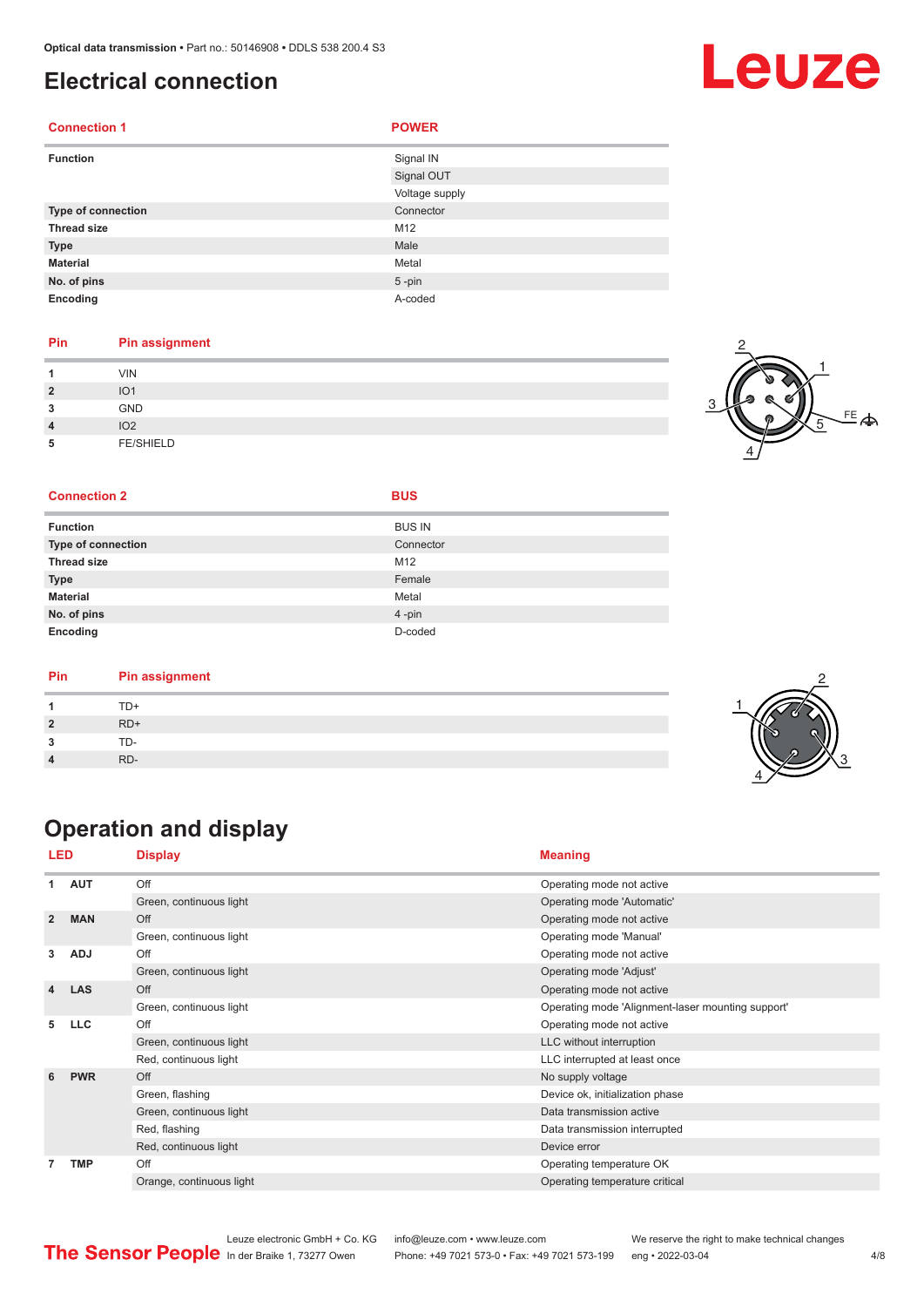# Electrical connection

| Connection 1 | POWER |
|---|---|
| **Function** | Signal IN |
| | Signal OUT |
| | Voltage supply |
| **Type of connection** | Connector |
| **Thread size** | M12 |
| **Type** | Male |
| **Material** | Metal |
| **No. of pins** | 5 -pin |
| **Encoding** | A-coded |

| Pin | Pin assignment |
|---|---|
| **1** | VIN |
| **2** | IO1 |
| **3** | GND |
| **4** | IO2 |
| **5** | FE/SHIELD |

| Connection 2 | BUS |
|---|---|
| **Function** | BUS IN |
| **Type of connection** | Connector |
| **Thread size** | M12 |
| **Type** | Female |
| **Material** | Metal |
| **No. of pins** | 4 -pin |
| **Encoding** | D-coded |

| Pin | Pin assignment |
|---|---|
| **1** | TD+ |
| **2** | RD+ |
| **3** | TD- |
| **4** | RD- |

# Operation and display

| LED | | Display | Meaning |
|---|---|---|---|
| **1** | **AUT** | Off | Operating mode not active |
| | | Green, continuous light | Operating mode 'Automatic' |
| **2** | **MAN** | Off | Operating mode not active |
| | | Green, continuous light | Operating mode 'Manual' |
| **3** | **ADJ** | Off | Operating mode not active |
| | | Green, continuous light | Operating mode 'Adjust' |
| **4** | **LAS** | Off | Operating mode not active |
| | | Green, continuous light | Operating mode 'Alignment-laser mounting support' |
| **5** | **LLC** | Off | Operating mode not active |
| | | Green, continuous light | LLC without interruption |
| | | Red, continuous light | LLC interrupted at least once |
| **6** | **PWR** | Off | No supply voltage |
| | | Green, flashing | Device ok, initialization phase |
| | | Green, continuous light | Data transmission active |
| | | Red, flashing | Data transmission interrupted |
| | | Red, continuous light | Device error |
| **7** | **TMP** | Off | Operating temperature OK |
| | | Orange, continuous light | Operating temperature critical |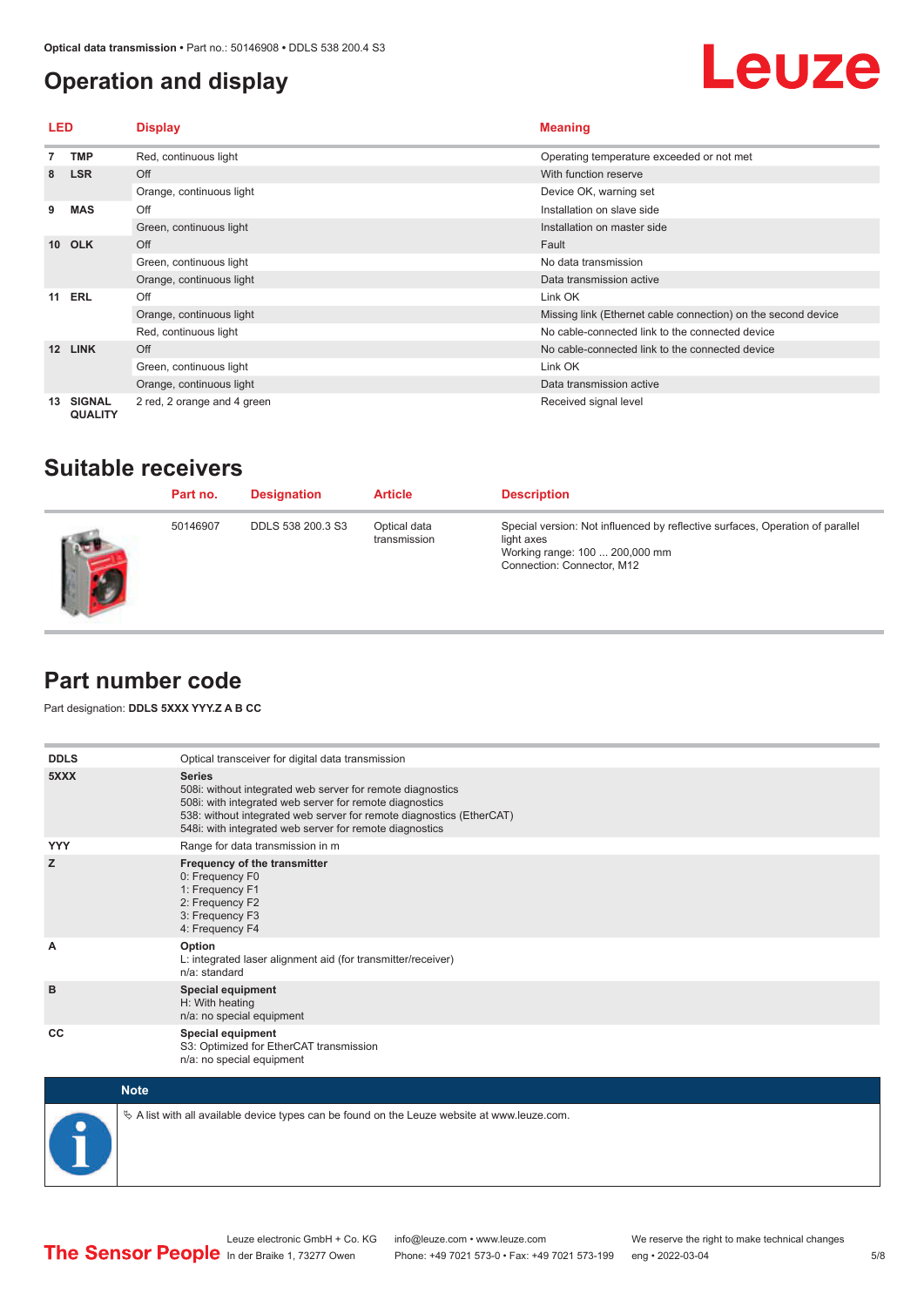# Operation and display

| LED | | Display | Meaning |
|---|---|---|---|
| 7 | TMP | Red, continuous light | Operating temperature exceeded or not met |
| 8 | LSR | Off | With function reserve |
| | | Orange, continuous light | Device OK, warning set |
| 9 | MAS | Off | Installation on slave side |
| | | Green, continuous light | Installation on master side |
| 10 | OLK | Off | Fault |
| | | Green, continuous light | No data transmission |
| | | Orange, continuous light | Data transmission active |
| 11 | ERL | Off | Link OK |
| | | Orange, continuous light | Missing link (Ethernet cable connection) on the second device |
| | | Red, continuous light | No cable-connected link to the connected device |
| 12 | LINK | Off | No cable-connected link to the connected device |
| | | Green, continuous light | Link OK |
| | | Orange, continuous light | Data transmission active |
| 13 | SIGNAL QUALITY | 2 red, 2 orange and 4 green | Received signal level |

# Suitable receivers

| | Part no. | Designation | Article | Description |
|---|---|---|---|---|
| | 50146907 | DDLS 538 200.3 S3 | Optical data transmission | Special version: Not influenced by reflective surfaces, Operation of parallel light axes<br>Working range: 100 ... 200,000 mm<br>Connection: Connector, M12 |

# Part number code

Part designation: **DDLS 5XXX YYY.Z A B CC**

| | |
|---|---|
| **DDLS** | Optical transceiver for digital data transmission |
| **5XXX** | **Series**<br>508i: without integrated web server for remote diagnostics<br>508i: with integrated web server for remote diagnostics<br>538: without integrated web server for remote diagnostics (EtherCAT)<br>548i: with integrated web server for remote diagnostics |
| **YYY** | Range for data transmission in m |
| **Z** | **Frequency of the transmitter**<br>0: Frequency F0<br>1: Frequency F1<br>2: Frequency F2<br>3: Frequency F3<br>4: Frequency F4 |
| **A** | **Option**<br>L: integrated laser alignment aid (for transmitter/receiver)<br>n/a: standard |
| **B** | **Special equipment**<br>H: With heating<br>n/a: no special equipment |
| **CC** | **Special equipment**<br>S3: Optimized for EtherCAT transmission<br>n/a: no special equipment |

**Note**

↳ A list with all available device types can be found on the Leuze website at www.leuze.com.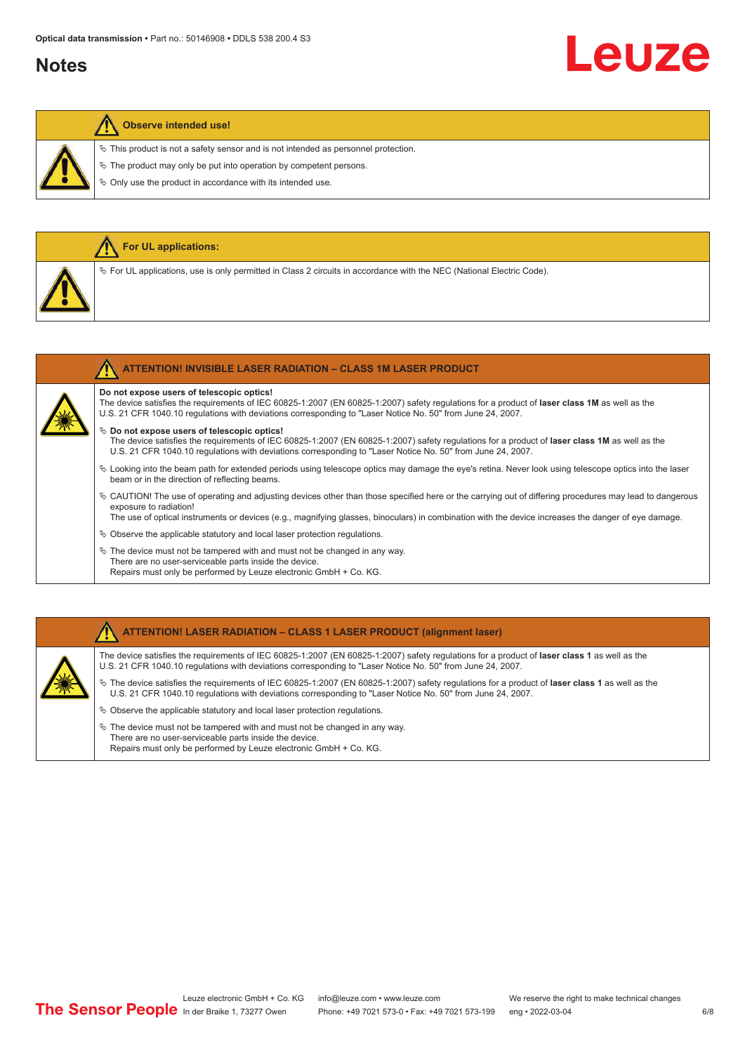## Notes

**Observe intended use!**

- ↪ This product is not a safety sensor and is not intended as personnel protection.
- ↪ The product may only be put into operation by competent persons.
- ↪ Only use the product in accordance with its intended use.

**For UL applications:**

- ↪ For UL applications, use is only permitted in Class 2 circuits in accordance with the NEC (National Electric Code).

**ATTENTION! INVISIBLE LASER RADIATION – CLASS 1M LASER PRODUCT**

**Do not expose users of telescopic optics!**
The device satisfies the requirements of IEC 60825-1:2007 (EN 60825-1:2007) safety regulations for a product of **laser class 1M** as well as the U.S. 21 CFR 1040.10 regulations with deviations corresponding to "Laser Notice No. 50" from June 24, 2007.

- ↪ **Do not expose users of telescopic optics!**
  The device satisfies the requirements of IEC 60825-1:2007 (EN 60825-1:2007) safety regulations for a product of **laser class 1M** as well as the U.S. 21 CFR 1040.10 regulations with deviations corresponding to "Laser Notice No. 50" from June 24, 2007.
- ↪ Looking into the beam path for extended periods using telescope optics may damage the eye's retina. Never look using telescope optics into the laser beam or in the direction of reflecting beams.
- ↪ CAUTION! The use of operating and adjusting devices other than those specified here or the carrying out of differing procedures may lead to dangerous exposure to radiation!
  The use of optical instruments or devices (e.g., magnifying glasses, binoculars) in combination with the device increases the danger of eye damage.
- ↪ Observe the applicable statutory and local laser protection regulations.
- ↪ The device must not be tampered with and must not be changed in any way.
  There are no user-serviceable parts inside the device.
  Repairs must only be performed by Leuze electronic GmbH + Co. KG.

**ATTENTION! LASER RADIATION – CLASS 1 LASER PRODUCT (alignment laser)**

The device satisfies the requirements of IEC 60825-1:2007 (EN 60825-1:2007) safety regulations for a product of **laser class 1** as well as the U.S. 21 CFR 1040.10 regulations with deviations corresponding to "Laser Notice No. 50" from June 24, 2007.

- ↪ The device satisfies the requirements of IEC 60825-1:2007 (EN 60825-1:2007) safety regulations for a product of **laser class 1** as well as the U.S. 21 CFR 1040.10 regulations with deviations corresponding to "Laser Notice No. 50" from June 24, 2007.
- ↪ Observe the applicable statutory and local laser protection regulations.
- ↪ The device must not be tampered with and must not be changed in any way.
  There are no user-serviceable parts inside the device.
  Repairs must only be performed by Leuze electronic GmbH + Co. KG.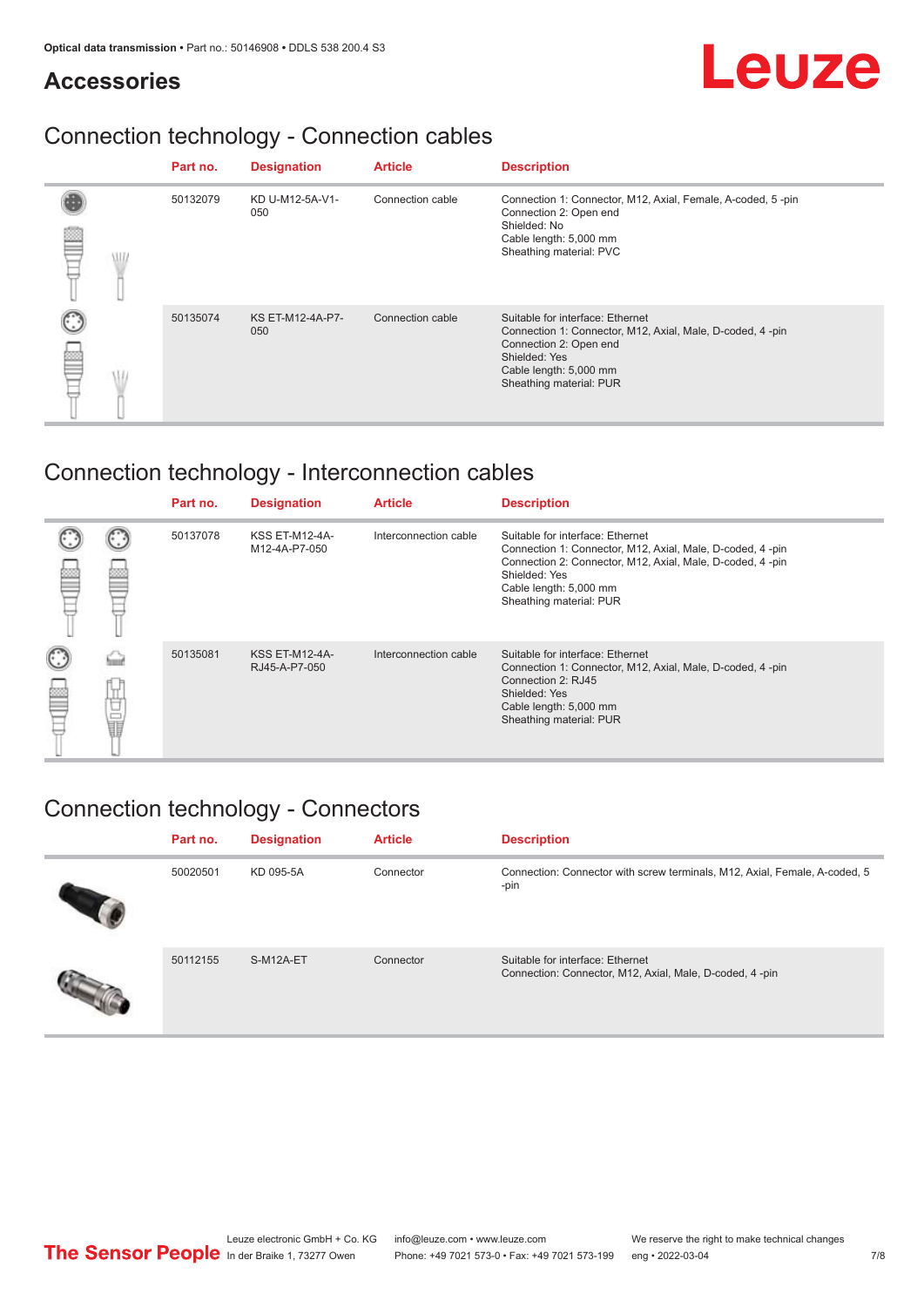## Accessories

### Connection technology - Connection cables

| Part no. | Designation | Article | Description |
|---|---|---|---|
| 50132079 | KD U-M12-5A-V1-050 | Connection cable | Connection 1: Connector, M12, Axial, Female, A-coded, 5 -pin<br>Connection 2: Open end<br>Shielded: No<br>Cable length: 5,000 mm<br>Sheathing material: PVC |
| 50135074 | KS ET-M12-4A-P7-050 | Connection cable | Suitable for interface: Ethernet<br>Connection 1: Connector, M12, Axial, Male, D-coded, 4 -pin<br>Connection 2: Open end<br>Shielded: Yes<br>Cable length: 5,000 mm<br>Sheathing material: PUR |

### Connection technology - Interconnection cables

| Part no. | Designation | Article | Description |
|---|---|---|---|
| 50137078 | KSS ET-M12-4A-M12-4A-P7-050 | Interconnection cable | Suitable for interface: Ethernet<br>Connection 1: Connector, M12, Axial, Male, D-coded, 4 -pin<br>Connection 2: Connector, M12, Axial, Male, D-coded, 4 -pin<br>Shielded: Yes<br>Cable length: 5,000 mm<br>Sheathing material: PUR |
| 50135081 | KSS ET-M12-4A-RJ45-A-P7-050 | Interconnection cable | Suitable for interface: Ethernet<br>Connection 1: Connector, M12, Axial, Male, D-coded, 4 -pin<br>Connection 2: RJ45<br>Shielded: Yes<br>Cable length: 5,000 mm<br>Sheathing material: PUR |

### Connection technology - Connectors

| Part no. | Designation | Article | Description |
|---|---|---|---|
| 50020501 | KD 095-5A | Connector | Connection: Connector with screw terminals, M12, Axial, Female, A-coded, 5 -pin |
| 50112155 | S-M12A-ET | Connector | Suitable for interface: Ethernet<br>Connection: Connector, M12, Axial, Male, D-coded, 4 -pin |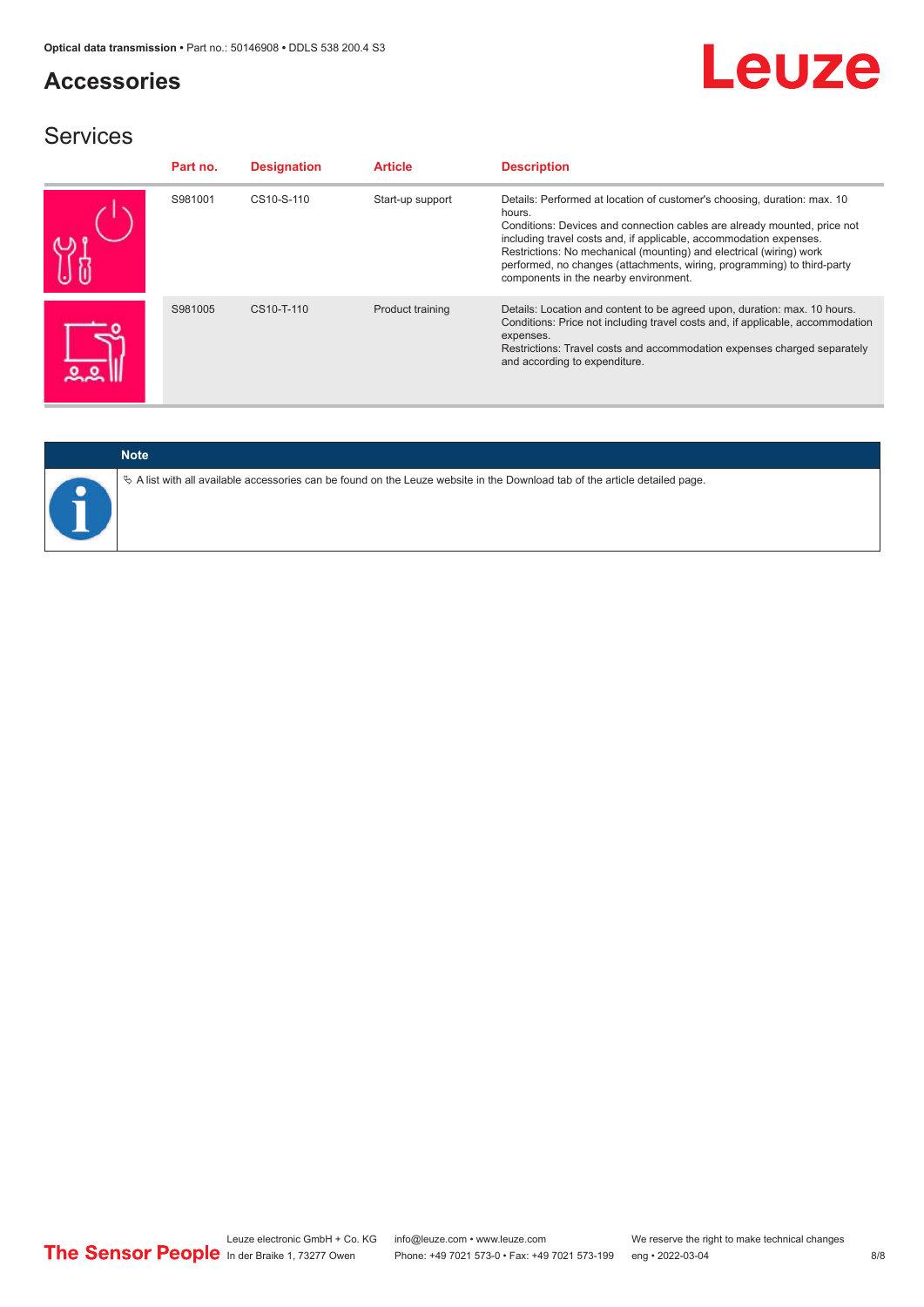## Accessories

### Services

| | Part no. | Designation | Article | Description |
|---|---|---|---|---|
| | S981001 | CS10-S-110 | Start-up support | Details: Performed at location of customer's choosing, duration: max. 10 hours.<br>Conditions: Devices and connection cables are already mounted, price not including travel costs and, if applicable, accommodation expenses.<br>Restrictions: No mechanical (mounting) and electrical (wiring) work performed, no changes (attachments, wiring, programming) to third-party components in the nearby environment. |
| | S981005 | CS10-T-110 | Product training | Details: Location and content to be agreed upon, duration: max. 10 hours.<br>Conditions: Price not including travel costs and, if applicable, accommodation expenses.<br>Restrictions: Travel costs and accommodation expenses charged separately and according to expenditure. |

**Note**

↳ A list with all available accessories can be found on the Leuze website in the Download tab of the article detailed page.

Leuze electronic GmbH + Co. KG
In der Braike 1, 73277 Owen

info@leuze.com • www.leuze.com
Phone: +49 7021 573-0 • Fax: +49 7021 573-199

We reserve the right to make technical changes
eng • 2022-03-04